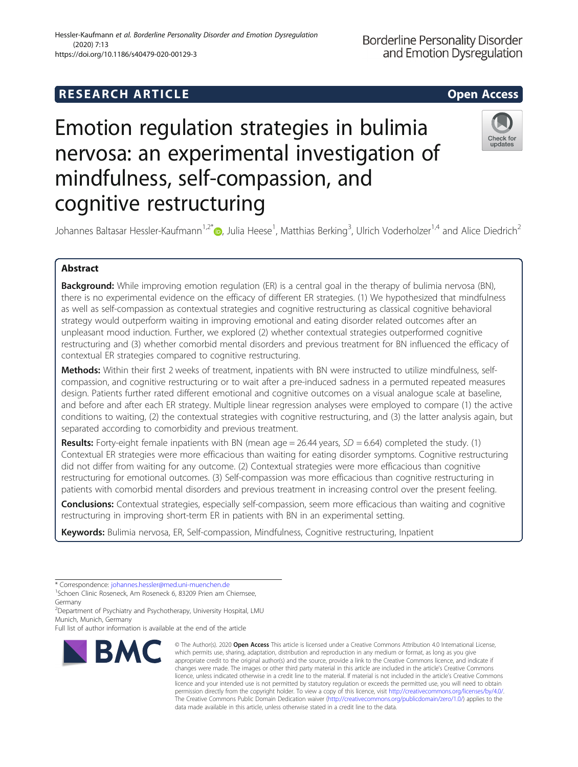RESEARCH ARTICLE

Open Access

# Emotion regulation strategies in bulimia nervosa: an experimental investigation of mindfulness, self-compassion, and cognitive restructuring

Johannes Baltasar Hessler-Kaufmann[1,2*], Julia Heese[1], Matthias Berking[3], Ulrich Voderholzer[1,4] and Alice Diedrich[2]

## Abstract

**Background:** While improving emotion regulation (ER) is a central goal in the therapy of bulimia nervosa (BN), there is no experimental evidence on the efficacy of different ER strategies. (1) We hypothesized that mindfulness as well as self-compassion as contextual strategies and cognitive restructuring as classical cognitive behavioral strategy would outperform waiting in improving emotional and eating disorder related outcomes after an unpleasant mood induction. Further, we explored (2) whether contextual strategies outperformed cognitive restructuring and (3) whether comorbid mental disorders and previous treatment for BN influenced the efficacy of contextual ER strategies compared to cognitive restructuring.

**Methods:** Within their first 2 weeks of treatment, inpatients with BN were instructed to utilize mindfulness, self-compassion, and cognitive restructuring or to wait after a pre-induced sadness in a permuted repeated measures design. Patients further rated different emotional and cognitive outcomes on a visual analogue scale at baseline, and before and after each ER strategy. Multiple linear regression analyses were employed to compare (1) the active conditions to waiting, (2) the contextual strategies with cognitive restructuring, and (3) the latter analysis again, but separated according to comorbidity and previous treatment.

**Results:** Forty-eight female inpatients with BN (mean age = 26.44 years, *SD* = 6.64) completed the study. (1) Contextual ER strategies were more efficacious than waiting for eating disorder symptoms. Cognitive restructuring did not differ from waiting for any outcome. (2) Contextual strategies were more efficacious than cognitive restructuring for emotional outcomes. (3) Self-compassion was more efficacious than cognitive restructuring in patients with comorbid mental disorders and previous treatment in increasing control over the present feeling.

**Conclusions:** Contextual strategies, especially self-compassion, seem more efficacious than waiting and cognitive restructuring in improving short-term ER in patients with BN in an experimental setting.

**Keywords:** Bulimia nervosa, ER, Self-compassion, Mindfulness, Cognitive restructuring, Inpatient

---

\* Correspondence: johannes.hessler@med.uni-muenchen.de
[1]Schoen Clinic Roseneck, Am Roseneck 6, 83209 Prien am Chiemsee, Germany
[2]Department of Psychiatry and Psychotherapy, University Hospital, LMU Munich, Munich, Germany
Full list of author information is available at the end of the article

© The Author(s). 2020 **Open Access** This article is licensed under a Creative Commons Attribution 4.0 International License, which permits use, sharing, adaptation, distribution and reproduction in any medium or format, as long as you give appropriate credit to the original author(s) and the source, provide a link to the Creative Commons licence, and indicate if changes were made. The images or other third party material in this article are included in the article's Creative Commons licence, unless indicated otherwise in a credit line to the material. If material is not included in the article's Creative Commons licence and your intended use is not permitted by statutory regulation or exceeds the permitted use, you will need to obtain permission directly from the copyright holder. To view a copy of this licence, visit http://creativecommons.org/licenses/by/4.0/. The Creative Commons Public Domain Dedication waiver (http://creativecommons.org/publicdomain/zero/1.0/) applies to the data made available in this article, unless otherwise stated in a credit line to the data.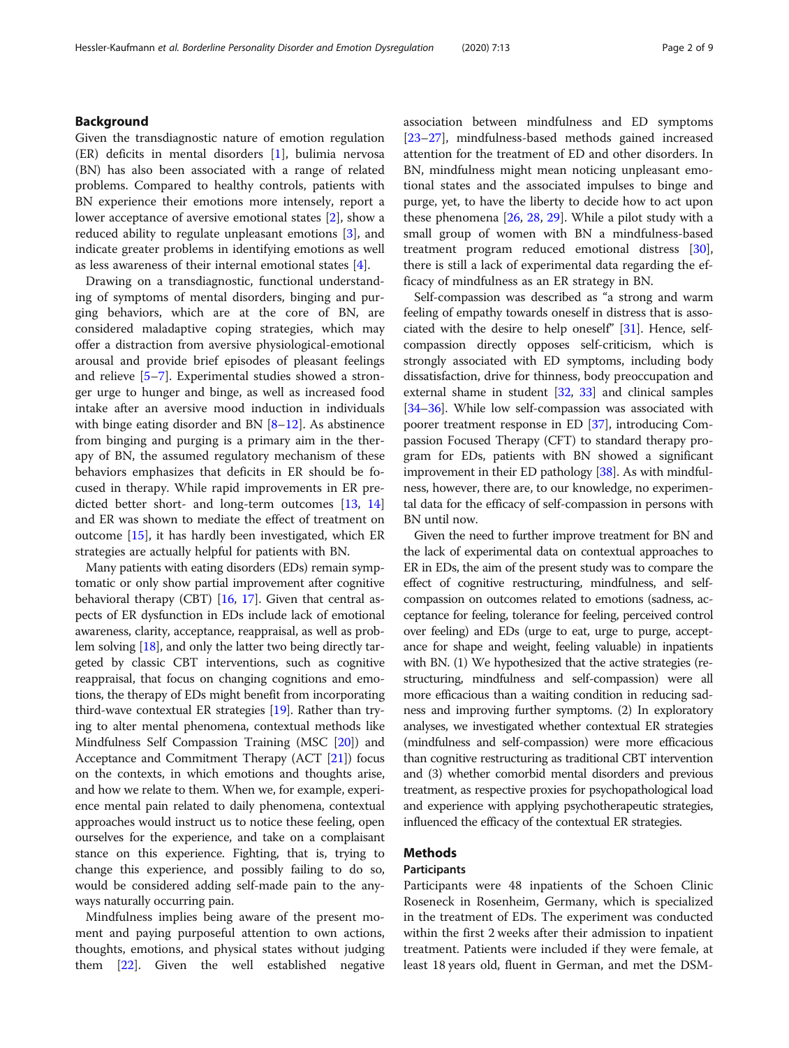## Background

Given the transdiagnostic nature of emotion regulation (ER) deficits in mental disorders [1], bulimia nervosa (BN) has also been associated with a range of related problems. Compared to healthy controls, patients with BN experience their emotions more intensely, report a lower acceptance of aversive emotional states [2], show a reduced ability to regulate unpleasant emotions [3], and indicate greater problems in identifying emotions as well as less awareness of their internal emotional states [4].

Drawing on a transdiagnostic, functional understanding of symptoms of mental disorders, binging and purging behaviors, which are at the core of BN, are considered maladaptive coping strategies, which may offer a distraction from aversive physiological-emotional arousal and provide brief episodes of pleasant feelings and relieve [5–7]. Experimental studies showed a stronger urge to hunger and binge, as well as increased food intake after an aversive mood induction in individuals with binge eating disorder and BN [8–12]. As abstinence from binging and purging is a primary aim in the therapy of BN, the assumed regulatory mechanism of these behaviors emphasizes that deficits in ER should be focused in therapy. While rapid improvements in ER predicted better short- and long-term outcomes [13, 14] and ER was shown to mediate the effect of treatment on outcome [15], it has hardly been investigated, which ER strategies are actually helpful for patients with BN.

Many patients with eating disorders (EDs) remain symptomatic or only show partial improvement after cognitive behavioral therapy (CBT) [16, 17]. Given that central aspects of ER dysfunction in EDs include lack of emotional awareness, clarity, acceptance, reappraisal, as well as problem solving [18], and only the latter two being directly targeted by classic CBT interventions, such as cognitive reappraisal, that focus on changing cognitions and emotions, the therapy of EDs might benefit from incorporating third-wave contextual ER strategies [19]. Rather than trying to alter mental phenomena, contextual methods like Mindfulness Self Compassion Training (MSC [20]) and Acceptance and Commitment Therapy (ACT [21]) focus on the contexts, in which emotions and thoughts arise, and how we relate to them. When we, for example, experience mental pain related to daily phenomena, contextual approaches would instruct us to notice these feeling, open ourselves for the experience, and take on a complaisant stance on this experience. Fighting, that is, trying to change this experience, and possibly failing to do so, would be considered adding self-made pain to the anyways naturally occurring pain.

Mindfulness implies being aware of the present moment and paying purposeful attention to own actions, thoughts, emotions, and physical states without judging them [22]. Given the well established negative association between mindfulness and ED symptoms [23–27], mindfulness-based methods gained increased attention for the treatment of ED and other disorders. In BN, mindfulness might mean noticing unpleasant emotional states and the associated impulses to binge and purge, yet, to have the liberty to decide how to act upon these phenomena [26, 28, 29]. While a pilot study with a small group of women with BN a mindfulness-based treatment program reduced emotional distress [30], there is still a lack of experimental data regarding the efficacy of mindfulness as an ER strategy in BN.

Self-compassion was described as "a strong and warm feeling of empathy towards oneself in distress that is associated with the desire to help oneself" [31]. Hence, self-compassion directly opposes self-criticism, which is strongly associated with ED symptoms, including body dissatisfaction, drive for thinness, body preoccupation and external shame in student [32, 33] and clinical samples [34–36]. While low self-compassion was associated with poorer treatment response in ED [37], introducing Compassion Focused Therapy (CFT) to standard therapy program for EDs, patients with BN showed a significant improvement in their ED pathology [38]. As with mindfulness, however, there are, to our knowledge, no experimental data for the efficacy of self-compassion in persons with BN until now.

Given the need to further improve treatment for BN and the lack of experimental data on contextual approaches to ER in EDs, the aim of the present study was to compare the effect of cognitive restructuring, mindfulness, and self-compassion on outcomes related to emotions (sadness, acceptance for feeling, tolerance for feeling, perceived control over feeling) and EDs (urge to eat, urge to purge, acceptance for shape and weight, feeling valuable) in inpatients with BN. (1) We hypothesized that the active strategies (restructuring, mindfulness and self-compassion) were all more efficacious than a waiting condition in reducing sadness and improving further symptoms. (2) In exploratory analyses, we investigated whether contextual ER strategies (mindfulness and self-compassion) were more efficacious than cognitive restructuring as traditional CBT intervention and (3) whether comorbid mental disorders and previous treatment, as respective proxies for psychopathological load and experience with applying psychotherapeutic strategies, influenced the efficacy of the contextual ER strategies.

## Methods

### Participants

Participants were 48 inpatients of the Schoen Clinic Roseneck in Rosenheim, Germany, which is specialized in the treatment of EDs. The experiment was conducted within the first 2 weeks after their admission to inpatient treatment. Patients were included if they were female, at least 18 years old, fluent in German, and met the DSM-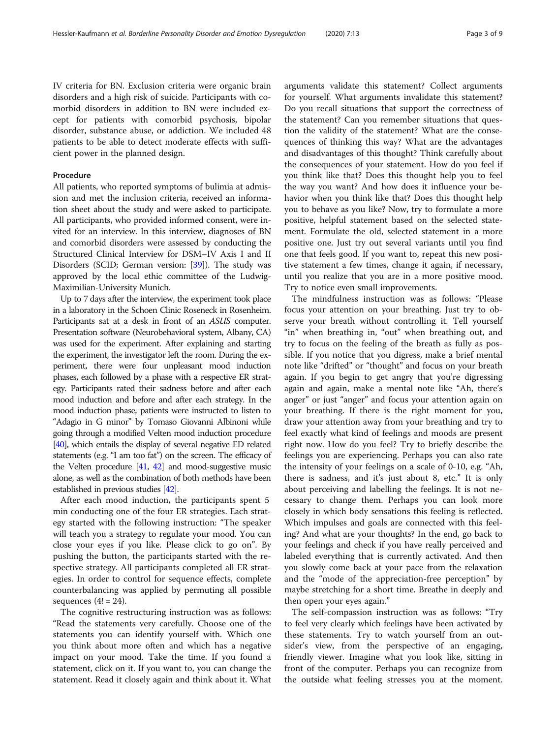IV criteria for BN. Exclusion criteria were organic brain disorders and a high risk of suicide. Participants with comorbid disorders in addition to BN were included except for patients with comorbid psychosis, bipolar disorder, substance abuse, or addiction. We included 48 patients to be able to detect moderate effects with sufficient power in the planned design.

## Procedure

All patients, who reported symptoms of bulimia at admission and met the inclusion criteria, received an information sheet about the study and were asked to participate. All participants, who provided informed consent, were invited for an interview. In this interview, diagnoses of BN and comorbid disorders were assessed by conducting the Structured Clinical Interview for DSM–IV Axis I and II Disorders (SCID; German version: [39]). The study was approved by the local ethic committee of the Ludwig-Maximilian-University Munich.

Up to 7 days after the interview, the experiment took place in a laboratory in the Schoen Clinic Roseneck in Rosenheim. Participants sat at a desk in front of an *ASUS* computer. Presentation software (Neurobehavioral system, Albany, CA) was used for the experiment. After explaining and starting the experiment, the investigator left the room. During the experiment, there were four unpleasant mood induction phases, each followed by a phase with a respective ER strategy. Participants rated their sadness before and after each mood induction and before and after each strategy. In the mood induction phase, patients were instructed to listen to "Adagio in G minor" by Tomaso Giovanni Albinoni while going through a modified Velten mood induction procedure [40], which entails the display of several negative ED related statements (e.g. "I am too fat") on the screen. The efficacy of the Velten procedure [41, 42] and mood-suggestive music alone, as well as the combination of both methods have been established in previous studies [42].

After each mood induction, the participants spent 5 min conducting one of the four ER strategies. Each strategy started with the following instruction: "The speaker will teach you a strategy to regulate your mood. You can close your eyes if you like. Please click to go on". By pushing the button, the participants started with the respective strategy. All participants completed all ER strategies. In order to control for sequence effects, complete counterbalancing was applied by permuting all possible sequences ($4! = 24$).

The cognitive restructuring instruction was as follows: "Read the statements very carefully. Choose one of the statements you can identify yourself with. Which one you think about more often and which has a negative impact on your mood. Take the time. If you found a statement, click on it. If you want to, you can change the statement. Read it closely again and think about it. What arguments validate this statement? Collect arguments for yourself. What arguments invalidate this statement? Do you recall situations that support the correctness of the statement? Can you remember situations that question the validity of the statement? What are the consequences of thinking this way? What are the advantages and disadvantages of this thought? Think carefully about the consequences of your statement. How do you feel if you think like that? Does this thought help you to feel the way you want? And how does it influence your behavior when you think like that? Does this thought help you to behave as you like? Now, try to formulate a more positive, helpful statement based on the selected statement. Formulate the old, selected statement in a more positive one. Just try out several variants until you find one that feels good. If you want to, repeat this new positive statement a few times, change it again, if necessary, until you realize that you are in a more positive mood. Try to notice even small improvements.

The mindfulness instruction was as follows: "Please focus your attention on your breathing. Just try to observe your breath without controlling it. Tell yourself "in" when breathing in, "out" when breathing out, and try to focus on the feeling of the breath as fully as possible. If you notice that you digress, make a brief mental note like "drifted" or "thought" and focus on your breath again. If you begin to get angry that you're digressing again and again, make a mental note like "Ah, there's anger" or just "anger" and focus your attention again on your breathing. If there is the right moment for you, draw your attention away from your breathing and try to feel exactly what kind of feelings and moods are present right now. How do you feel? Try to briefly describe the feelings you are experiencing. Perhaps you can also rate the intensity of your feelings on a scale of 0-10, e.g. "Ah, there is sadness, and it's just about 8, etc." It is only about perceiving and labelling the feelings. It is not necessary to change them. Perhaps you can look more closely in which body sensations this feeling is reflected. Which impulses and goals are connected with this feeling? And what are your thoughts? In the end, go back to your feelings and check if you have really perceived and labeled everything that is currently activated. And then you slowly come back at your pace from the relaxation and the "mode of the appreciation-free perception" by maybe stretching for a short time. Breathe in deeply and then open your eyes again."

The self-compassion instruction was as follows: "Try to feel very clearly which feelings have been activated by these statements. Try to watch yourself from an outsider's view, from the perspective of an engaging, friendly viewer. Imagine what you look like, sitting in front of the computer. Perhaps you can recognize from the outside what feeling stresses you at the moment.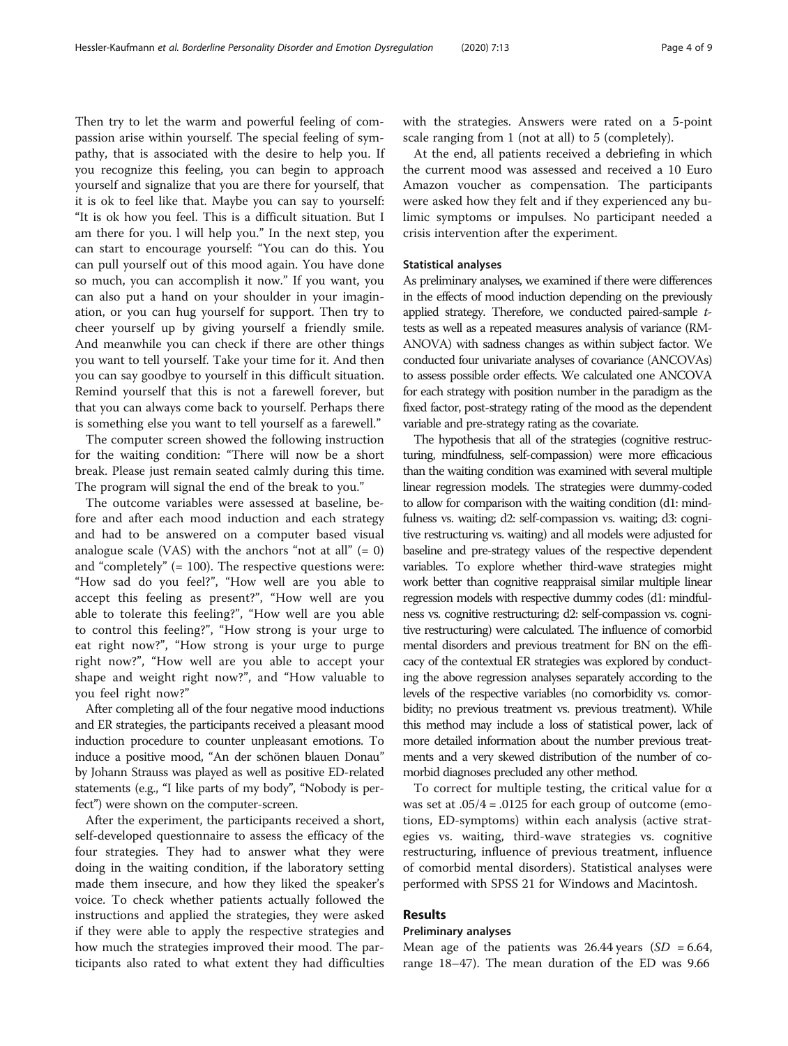Then try to let the warm and powerful feeling of compassion arise within yourself. The special feeling of sympathy, that is associated with the desire to help you. If you recognize this feeling, you can begin to approach yourself and signalize that you are there for yourself, that it is ok to feel like that. Maybe you can say to yourself: "It is ok how you feel. This is a difficult situation. But I am there for you. l will help you." In the next step, you can start to encourage yourself: "You can do this. You can pull yourself out of this mood again. You have done so much, you can accomplish it now." If you want, you can also put a hand on your shoulder in your imagination, or you can hug yourself for support. Then try to cheer yourself up by giving yourself a friendly smile. And meanwhile you can check if there are other things you want to tell yourself. Take your time for it. And then you can say goodbye to yourself in this difficult situation. Remind yourself that this is not a farewell forever, but that you can always come back to yourself. Perhaps there is something else you want to tell yourself as a farewell."

The computer screen showed the following instruction for the waiting condition: "There will now be a short break. Please just remain seated calmly during this time. The program will signal the end of the break to you."

The outcome variables were assessed at baseline, before and after each mood induction and each strategy and had to be answered on a computer based visual analogue scale (VAS) with the anchors "not at all" (= 0) and "completely" (= 100). The respective questions were: "How sad do you feel?", "How well are you able to accept this feeling as present?", "How well are you able to tolerate this feeling?", "How well are you able to control this feeling?", "How strong is your urge to eat right now?", "How strong is your urge to purge right now?", "How well are you able to accept your shape and weight right now?", and "How valuable to you feel right now?"

After completing all of the four negative mood inductions and ER strategies, the participants received a pleasant mood induction procedure to counter unpleasant emotions. To induce a positive mood, "An der schönen blauen Donau" by Johann Strauss was played as well as positive ED-related statements (e.g., "I like parts of my body", "Nobody is perfect") were shown on the computer-screen.

After the experiment, the participants received a short, self-developed questionnaire to assess the efficacy of the four strategies. They had to answer what they were doing in the waiting condition, if the laboratory setting made them insecure, and how they liked the speaker's voice. To check whether patients actually followed the instructions and applied the strategies, they were asked if they were able to apply the respective strategies and how much the strategies improved their mood. The participants also rated to what extent they had difficulties with the strategies. Answers were rated on a 5-point scale ranging from 1 (not at all) to 5 (completely).

At the end, all patients received a debriefing in which the current mood was assessed and received a 10 Euro Amazon voucher as compensation. The participants were asked how they felt and if they experienced any bulimic symptoms or impulses. No participant needed a crisis intervention after the experiment.

### Statistical analyses

As preliminary analyses, we examined if there were differences in the effects of mood induction depending on the previously applied strategy. Therefore, we conducted paired-sample *t*-tests as well as a repeated measures analysis of variance (RM-ANOVA) with sadness changes as within subject factor. We conducted four univariate analyses of covariance (ANCOVAs) to assess possible order effects. We calculated one ANCOVA for each strategy with position number in the paradigm as the fixed factor, post-strategy rating of the mood as the dependent variable and pre-strategy rating as the covariate.

The hypothesis that all of the strategies (cognitive restructuring, mindfulness, self-compassion) were more efficacious than the waiting condition was examined with several multiple linear regression models. The strategies were dummy-coded to allow for comparison with the waiting condition (d1: mindfulness vs. waiting; d2: self-compassion vs. waiting; d3: cognitive restructuring vs. waiting) and all models were adjusted for baseline and pre-strategy values of the respective dependent variables. To explore whether third-wave strategies might work better than cognitive reappraisal similar multiple linear regression models with respective dummy codes (d1: mindfulness vs. cognitive restructuring; d2: self-compassion vs. cognitive restructuring) were calculated. The influence of comorbid mental disorders and previous treatment for BN on the efficacy of the contextual ER strategies was explored by conducting the above regression analyses separately according to the levels of the respective variables (no comorbidity vs. comorbidity; no previous treatment vs. previous treatment). While this method may include a loss of statistical power, lack of more detailed information about the number previous treatments and a very skewed distribution of the number of comorbid diagnoses precluded any other method.

To correct for multiple testing, the critical value for $\alpha$ was set at $.05/4 = .0125$ for each group of outcome (emotions, ED-symptoms) within each analysis (active strategies vs. waiting, third-wave strategies vs. cognitive restructuring, influence of previous treatment, influence of comorbid mental disorders). Statistical analyses were performed with SPSS 21 for Windows and Macintosh.

## Results

### Preliminary analyses

Mean age of the patients was 26.44 years ($SD = 6.64$, range 18–47). The mean duration of the ED was 9.66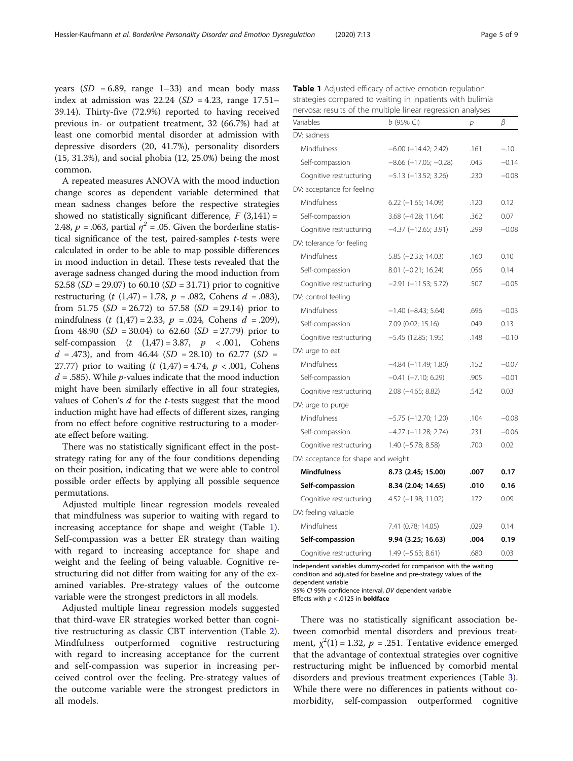years ($SD$ = 6.89, range 1–33) and mean body mass index at admission was 22.24 ($SD$ = 4.23, range 17.51–39.14). Thirty-five (72.9%) reported to having received previous in- or outpatient treatment, 32 (66.7%) had at least one comorbid mental disorder at admission with depressive disorders (20, 41.7%), personality disorders (15, 31.3%), and social phobia (12, 25.0%) being the most common.

A repeated measures ANOVA with the mood induction change scores as dependent variable determined that mean sadness changes before the respective strategies showed no statistically significant difference, $F$ (3,141) = 2.48, $p$ = .063, partial $\eta^2$ = .05. Given the borderline statistical significance of the test, paired-samples $t$-tests were calculated in order to be able to map possible differences in mood induction in detail. These tests revealed that the average sadness changed during the mood induction from 52.58 ($SD$ = 29.07) to 60.10 ($SD$ = 31.71) prior to cognitive restructuring ($t$ (1,47) = 1.78, $p$ = .082, Cohens $d$ = .083), from 51.75 ($SD$ = 26.72) to 57.58 ($SD$ = 29.14) prior to mindfulness ($t$ (1,47) = 2.33, $p$ = .024, Cohens $d$ = .209), from 48.90 ($SD$ = 30.04) to 62.60 ($SD$ = 27.79) prior to self-compassion ($t$ (1,47) = 3.87, $p$ < .001, Cohens $d$ = .473), and from 46.44 ($SD$ = 28.10) to 62.77 ($SD$ = 27.77) prior to waiting ($t$ (1,47) = 4.74, $p$ < .001, Cohens $d$ = .585). While $p$-values indicate that the mood induction might have been similarly effective in all four strategies, values of Cohen's $d$ for the $t$-tests suggest that the mood induction might have had effects of different sizes, ranging from no effect before cognitive restructuring to a moderate effect before waiting.

There was no statistically significant effect in the post-strategy rating for any of the four conditions depending on their position, indicating that we were able to control possible order effects by applying all possible sequence permutations.

Adjusted multiple linear regression models revealed that mindfulness was superior to waiting with regard to increasing acceptance for shape and weight (Table 1). Self-compassion was a better ER strategy than waiting with regard to increasing acceptance for shape and weight and the feeling of being valuable. Cognitive restructuring did not differ from waiting for any of the examined variables. Pre-strategy values of the outcome variable were the strongest predictors in all models.

Adjusted multiple linear regression models suggested that third-wave ER strategies worked better than cognitive restructuring as classic CBT intervention (Table 2). Mindfulness outperformed cognitive restructuring with regard to increasing acceptance for the current and self-compassion was superior in increasing perceived control over the feeling. Pre-strategy values of the outcome variable were the strongest predictors in all models.

**Table 1** Adjusted efficacy of active emotion regulation strategies compared to waiting in inpatients with bulimia nervosa: results of the multiple linear regression analyses

| Variables | $b$ (95% CI) | $p$ | $\beta$ |
|---|---|---|---|
| DV: sadness | | | |
| Mindfulness | −6.00 (−14.42; 2.42) | .161 | −.10. |
| Self-compassion | −8.66 (−17.05; −0.28) | .043 | −0.14 |
| Cognitive restructuring | −5.13 (−13.52; 3.26) | .230 | −0.08 |
| DV: acceptance for feeling | | | |
| Mindfulness | 6.22 (−1.65; 14.09) | .120 | 0.12 |
| Self-compassion | 3.68 (−4.28; 11.64) | .362 | 0.07 |
| Cognitive restructuring | −4.37 (−12.65; 3.91) | .299 | −0.08 |
| DV: tolerance for feeling | | | |
| Mindfulness | 5.85 (−2.33; 14.03) | .160 | 0.10 |
| Self-compassion | 8.01 (−0.21; 16.24) | .056 | 0.14 |
| Cognitive restructuring | −2.91 (−11.53; 5.72) | .507 | −0.05 |
| DV: control feeling | | | |
| Mindfulness | −1.40 (−8.43; 5.64) | .696 | −0.03 |
| Self-compassion | 7.09 (0.02; 15.16) | .049 | 0.13 |
| Cognitive restructuring | −5.45 (12.85; 1.95) | .148 | −0.10 |
| DV: urge to eat | | | |
| Mindfulness | −4.84 (−11.49; 1.80) | .152 | −0.07 |
| Self-compassion | −0.41 (−7.10; 6.29) | .905 | −0.01 |
| Cognitive restructuring | 2.08 (−4.65; 8.82) | .542 | 0.03 |
| DV: urge to purge | | | |
| Mindfulness | −5.75 (−12.70; 1.20) | .104 | −0.08 |
| Self-compassion | −4.27 (−11.28; 2.74) | .231 | −0.06 |
| Cognitive restructuring | 1.40 (−5.78; 8.58) | .700 | 0.02 |
| DV: acceptance for shape and weight | | | |
| **Mindfulness** | **8.73 (2.45; 15.00)** | **.007** | **0.17** |
| **Self-compassion** | **8.34 (2.04; 14.65)** | **.010** | **0.16** |
| Cognitive restructuring | 4.52 (−1.98; 11.02) | .172 | 0.09 |
| DV: feeling valuable | | | |
| Mindfulness | 7.41 (0.78; 14.05) | .029 | 0.14 |
| **Self-compassion** | **9.94 (3.25; 16.63)** | **.004** | **0.19** |
| Cognitive restructuring | 1.49 (−5.63; 8.61) | .680 | 0.03 |

Independent variables dummy-coded for comparison with the waiting condition and adjusted for baseline and pre-strategy values of the dependent variable
*95% CI* 95% confidence interval, *DV* dependent variable
Effects with $p$ < .0125 in **boldface**

There was no statistically significant association between comorbid mental disorders and previous treatment, $\chi^2(1)$ = 1.32, $p$ = .251. Tentative evidence emerged that the advantage of contextual strategies over cognitive restructuring might be influenced by comorbid mental disorders and previous treatment experiences (Table 3). While there were no differences in patients without comorbidity, self-compassion outperformed cognitive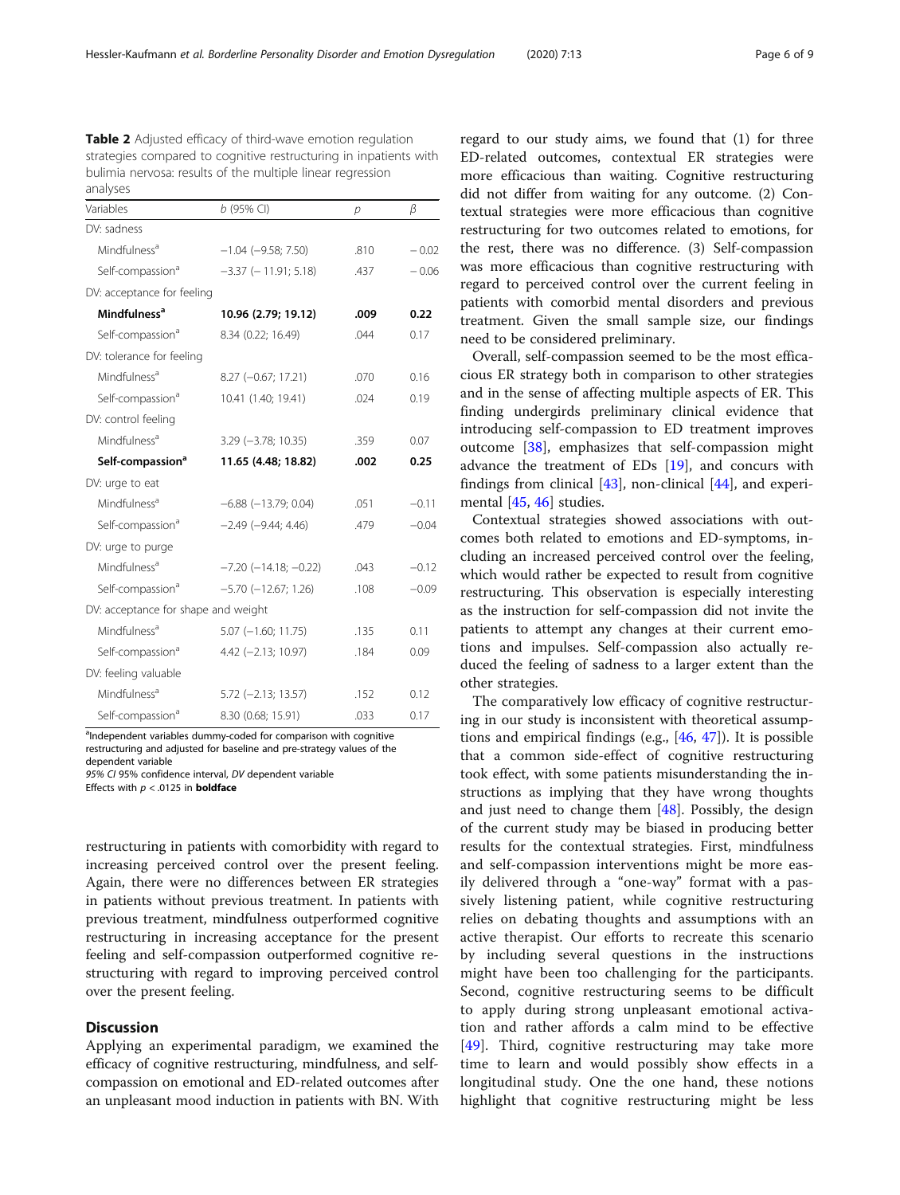**Table 2** Adjusted efficacy of third-wave emotion regulation strategies compared to cognitive restructuring in inpatients with bulimia nervosa: results of the multiple linear regression analyses

| Variables | b (95% CI) | p | β |
|---|---|---|---|
| DV: sadness | | | |
| Mindfulness[a] | −1.04 (−9.58; 7.50) | .810 | −0.02 |
| Self-compassion[a] | −3.37 (−11.91; 5.18) | .437 | −0.06 |
| DV: acceptance for feeling | | | |
| **Mindfulness[a]** | **10.96 (2.79; 19.12)** | **.009** | **0.22** |
| Self-compassion[a] | 8.34 (0.22; 16.49) | .044 | 0.17 |
| DV: tolerance for feeling | | | |
| Mindfulness[a] | 8.27 (−0.67; 17.21) | .070 | 0.16 |
| Self-compassion[a] | 10.41 (1.40; 19.41) | .024 | 0.19 |
| DV: control feeling | | | |
| Mindfulness[a] | 3.29 (−3.78; 10.35) | .359 | 0.07 |
| **Self-compassion[a]** | **11.65 (4.48; 18.82)** | **.002** | **0.25** |
| DV: urge to eat | | | |
| Mindfulness[a] | −6.88 (−13.79; 0.04) | .051 | −0.11 |
| Self-compassion[a] | −2.49 (−9.44; 4.46) | .479 | −0.04 |
| DV: urge to purge | | | |
| Mindfulness[a] | −7.20 (−14.18; −0.22) | .043 | −0.12 |
| Self-compassion[a] | −5.70 (−12.67; 1.26) | .108 | −0.09 |
| DV: acceptance for shape and weight | | | |
| Mindfulness[a] | 5.07 (−1.60; 11.75) | .135 | 0.11 |
| Self-compassion[a] | 4.42 (−2.13; 10.97) | .184 | 0.09 |
| DV: feeling valuable | | | |
| Mindfulness[a] | 5.72 (−2.13; 13.57) | .152 | 0.12 |
| Self-compassion[a] | 8.30 (0.68; 15.91) | .033 | 0.17 |

[a]Independent variables dummy-coded for comparison with cognitive restructuring and adjusted for baseline and pre-strategy values of the dependent variable

*95% CI* 95% confidence interval, *DV* dependent variable

Effects with $p < .0125$ in **boldface**

restructuring in patients with comorbidity with regard to increasing perceived control over the present feeling. Again, there were no differences between ER strategies in patients without previous treatment. In patients with previous treatment, mindfulness outperformed cognitive restructuring in increasing acceptance for the present feeling and self-compassion outperformed cognitive restructuring with regard to improving perceived control over the present feeling.

## Discussion

Applying an experimental paradigm, we examined the efficacy of cognitive restructuring, mindfulness, and self-compassion on emotional and ED-related outcomes after an unpleasant mood induction in patients with BN. With regard to our study aims, we found that (1) for three ED-related outcomes, contextual ER strategies were more efficacious than waiting. Cognitive restructuring did not differ from waiting for any outcome. (2) Contextual strategies were more efficacious than cognitive restructuring for two outcomes related to emotions, for the rest, there was no difference. (3) Self-compassion was more efficacious than cognitive restructuring with regard to perceived control over the current feeling in patients with comorbid mental disorders and previous treatment. Given the small sample size, our findings need to be considered preliminary.

Overall, self-compassion seemed to be the most efficacious ER strategy both in comparison to other strategies and in the sense of affecting multiple aspects of ER. This finding undergirds preliminary clinical evidence that introducing self-compassion to ED treatment improves outcome [38], emphasizes that self-compassion might advance the treatment of EDs [19], and concurs with findings from clinical [43], non-clinical [44], and experimental [45, 46] studies.

Contextual strategies showed associations with outcomes both related to emotions and ED-symptoms, including an increased perceived control over the feeling, which would rather be expected to result from cognitive restructuring. This observation is especially interesting as the instruction for self-compassion did not invite the patients to attempt any changes at their current emotions and impulses. Self-compassion also actually reduced the feeling of sadness to a larger extent than the other strategies.

The comparatively low efficacy of cognitive restructuring in our study is inconsistent with theoretical assumptions and empirical findings (e.g., [46, 47]). It is possible that a common side-effect of cognitive restructuring took effect, with some patients misunderstanding the instructions as implying that they have wrong thoughts and just need to change them [48]. Possibly, the design of the current study may be biased in producing better results for the contextual strategies. First, mindfulness and self-compassion interventions might be more easily delivered through a "one-way" format with a passively listening patient, while cognitive restructuring relies on debating thoughts and assumptions with an active therapist. Our efforts to recreate this scenario by including several questions in the instructions might have been too challenging for the participants. Second, cognitive restructuring seems to be difficult to apply during strong unpleasant emotional activation and rather affords a calm mind to be effective [49]. Third, cognitive restructuring may take more time to learn and would possibly show effects in a longitudinal study. One the one hand, these notions highlight that cognitive restructuring might be less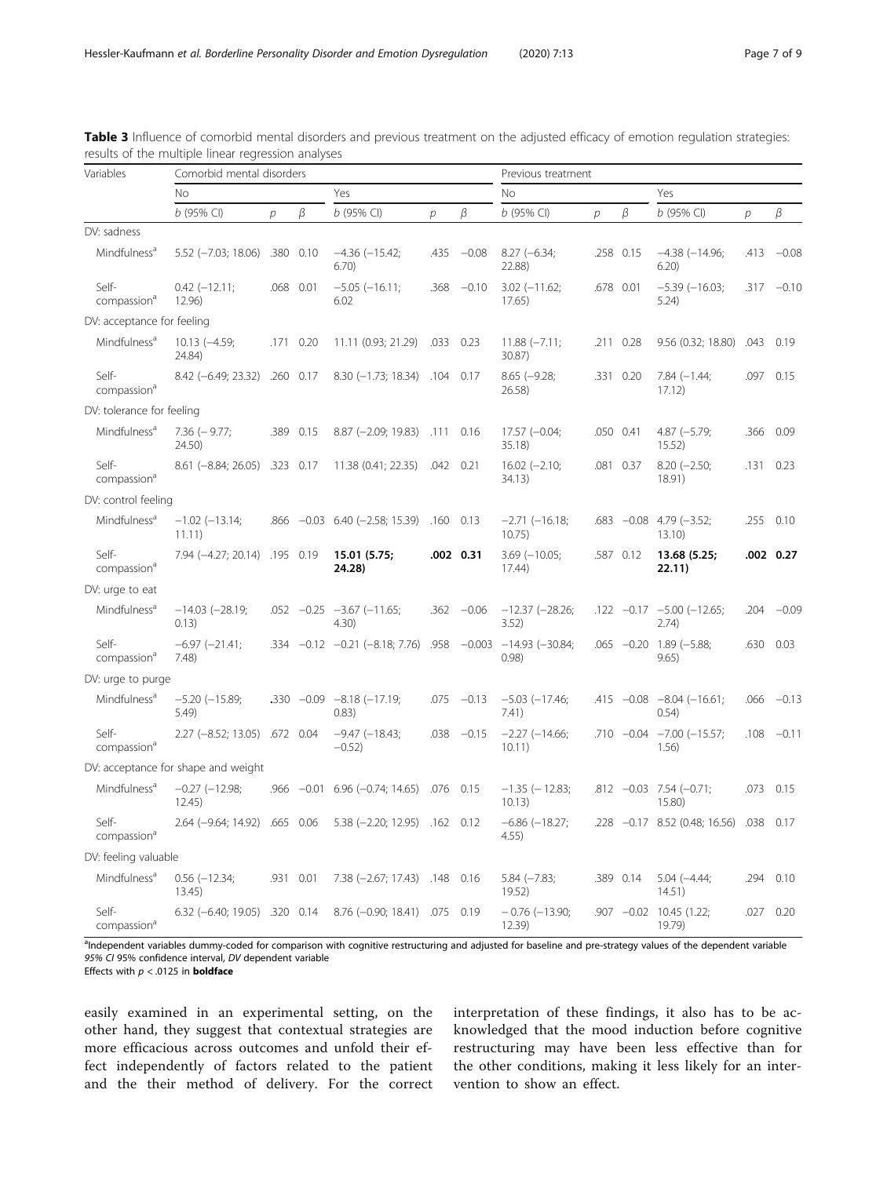**Table 3** Influence of comorbid mental disorders and previous treatment on the adjusted efficacy of emotion regulation strategies: results of the multiple linear regression analyses

| Variables | Comorbid mental disorders | | | | | | Previous treatment | | | | | |
|---|---|---|---|---|---|---|---|---|---|---|---|---|
| | No | | | Yes | | | No | | | Yes | | |
| | *b* (95% CI) | *p* | *β* | *b* (95% CI) | *p* | *β* | *b* (95% CI) | *p* | *β* | *b* (95% CI) | *p* | *β* |
| DV: sadness | | | | | | | | | | | | |
| Mindfulness[a] | 5.52 (−7.03; 18.06) | .380 | 0.10 | −4.36 (−15.42; 6.70) | .435 | −0.08 | 8.27 (−6.34; 22.88) | .258 | 0.15 | −4.38 (−14.96; 6.20) | .413 | −0.08 |
| Self-compassion[a] | 0.42 (−12.11; 12.96) | .068 | 0.01 | −5.05 (−16.11; 6.02 | .368 | −0.10 | 3.02 (−11.62; 17.65) | .678 | 0.01 | −5.39 (−16.03; 5.24) | .317 | −0.10 |
| DV: acceptance for feeling | | | | | | | | | | | | |
| Mindfulness[a] | 10.13 (−4.59; 24.84) | .171 | 0.20 | 11.11 (0.93; 21.29) | .033 | 0.23 | 11.88 (−7.11; 30.87) | .211 | 0.28 | 9.56 (0.32; 18.80) | .043 | 0.19 |
| Self-compassion[a] | 8.42 (−6.49; 23.32) | .260 | 0.17 | 8.30 (−1.73; 18.34) | .104 | 0.17 | 8.65 (−9.28; 26.58) | .331 | 0.20 | 7.84 (−1.44; 17.12) | .097 | 0.15 |
| DV: tolerance for feeling | | | | | | | | | | | | |
| Mindfulness[a] | 7.36 (− 9.77; 24.50) | .389 | 0.15 | 8.87 (−2.09; 19.83) | .111 | 0.16 | 17.57 (−0.04; 35.18) | .050 | 0.41 | 4.87 (−5.79; 15.52) | .366 | 0.09 |
| Self-compassion[a] | 8.61 (−8.84; 26.05) | .323 | 0.17 | 11.38 (0.41; 22.35) | .042 | 0.21 | 16.02 (−2.10; 34.13) | .081 | 0.37 | 8.20 (−2.50; 18.91) | .131 | 0.23 |
| DV: control feeling | | | | | | | | | | | | |
| Mindfulness[a] | −1.02 (−13.14; 11.11) | .866 | −0.03 | 6.40 (−2.58; 15.39) | .160 | 0.13 | −2.71 (−16.18; 10.75) | .683 | −0.08 | 4.79 (−3.52; 13.10) | .255 | 0.10 |
| Self-compassion[a] | 7.94 (−4.27; 20.14) | .195 | 0.19 | **15.01 (5.75; 24.28)** | **.002** | **0.31** | 3.69 (−10.05; 17.44) | .587 | 0.12 | **13.68 (5.25; 22.11)** | **.002** | **0.27** |
| DV: urge to eat | | | | | | | | | | | | |
| Mindfulness[a] | −14.03 (−28.19; 0.13) | .052 | −0.25 | −3.67 (−11.65; 4.30) | .362 | −0.06 | −12.37 (−28.26; 3.52) | .122 | −0.17 | −5.00 (−12.65; 2.74) | .204 | −0.09 |
| Self-compassion[a] | −6.97 (−21.41; 7.48) | .334 | −0.12 | −0.21 (−8.18; 7.76) | .958 | −0.003 | −14.93 (−30.84; 0.98) | .065 | −0.20 | 1.89 (−5.88; 9.65) | .630 | 0.03 |
| DV: urge to purge | | | | | | | | | | | | |
| Mindfulness[a] | −5.20 (−15.89; 5.49) | .330 | −0.09 | −8.18 (−17.19; 0.83) | .075 | −0.13 | −5.03 (−17.46; 7.41) | .415 | −0.08 | −8.04 (−16.61; 0.54) | .066 | −0.13 |
| Self-compassion[a] | 2.27 (−8.52; 13.05) | .672 | 0.04 | −9.47 (−18.43; −0.52) | .038 | −0.15 | −2.27 (−14.66; 10.11) | .710 | −0.04 | −7.00 (−15.57; 1.56) | .108 | −0.11 |
| DV: acceptance for shape and weight | | | | | | | | | | | | |
| Mindfulness[a] | −0.27 (−12.98; 12.45) | .966 | −0.01 | 6.96 (−0.74; 14.65) | .076 | 0.15 | −1.35 (− 12.83; 10.13) | .812 | −0.03 | 7.54 (−0.71; 15.80) | .073 | 0.15 |
| Self-compassion[a] | 2.64 (−9.64; 14.92) | .665 | 0.06 | 5.38 (−2.20; 12.95) | .162 | 0.12 | −6.86 (−18.27; 4.55) | .228 | −0.17 | 8.52 (0.48; 16.56) | .038 | 0.17 |
| DV: feeling valuable | | | | | | | | | | | | |
| Mindfulness[a] | 0.56 (−12.34; 13.45) | .931 | 0.01 | 7.38 (−2.67; 17.43) | .148 | 0.16 | 5.84 (−7.83; 19.52) | .389 | 0.14 | 5.04 (−4.44; 14.51) | .294 | 0.10 |
| Self-compassion[a] | 6.32 (−6.40; 19.05) | .320 | 0.14 | 8.76 (−0.90; 18.41) | .075 | 0.19 | − 0.76 (−13.90; 12.39) | .907 | −0.02 | 10.45 (1.22; 19.79) | .027 | 0.20 |

[a]Independent variables dummy-coded for comparison with cognitive restructuring and adjusted for baseline and pre-strategy values of the dependent variable
*95% CI* 95% confidence interval, *DV* dependent variable
Effects with $p < .0125$ in **boldface**

easily examined in an experimental setting, on the other hand, they suggest that contextual strategies are more efficacious across outcomes and unfold their effect independently of factors related to the patient and the their method of delivery. For the correct interpretation of these findings, it also has to be acknowledged that the mood induction before cognitive restructuring may have been less effective than for the other conditions, making it less likely for an intervention to show an effect.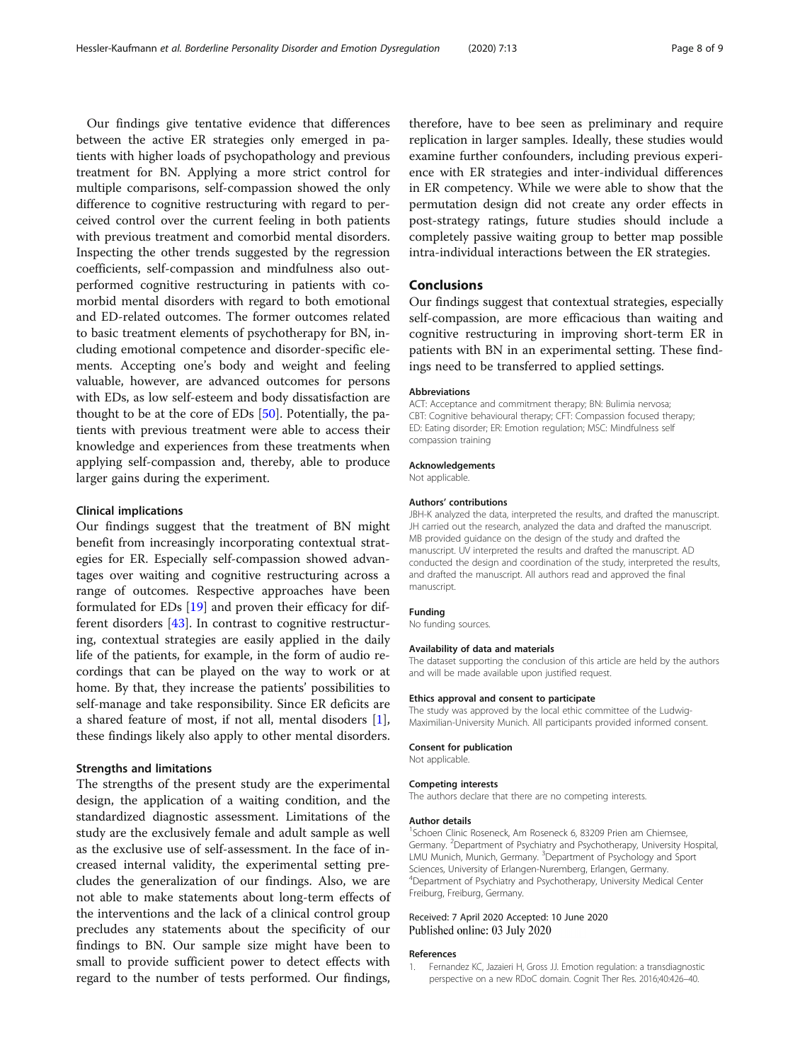Our findings give tentative evidence that differences between the active ER strategies only emerged in patients with higher loads of psychopathology and previous treatment for BN. Applying a more strict control for multiple comparisons, self-compassion showed the only difference to cognitive restructuring with regard to perceived control over the current feeling in both patients with previous treatment and comorbid mental disorders. Inspecting the other trends suggested by the regression coefficients, self-compassion and mindfulness also outperformed cognitive restructuring in patients with comorbid mental disorders with regard to both emotional and ED-related outcomes. The former outcomes related to basic treatment elements of psychotherapy for BN, including emotional competence and disorder-specific elements. Accepting one's body and weight and feeling valuable, however, are advanced outcomes for persons with EDs, as low self-esteem and body dissatisfaction are thought to be at the core of EDs [50]. Potentially, the patients with previous treatment were able to access their knowledge and experiences from these treatments when applying self-compassion and, thereby, able to produce larger gains during the experiment.

### Clinical implications

Our findings suggest that the treatment of BN might benefit from increasingly incorporating contextual strategies for ER. Especially self-compassion showed advantages over waiting and cognitive restructuring across a range of outcomes. Respective approaches have been formulated for EDs [19] and proven their efficacy for different disorders [43]. In contrast to cognitive restructuring, contextual strategies are easily applied in the daily life of the patients, for example, in the form of audio recordings that can be played on the way to work or at home. By that, they increase the patients' possibilities to self-manage and take responsibility. Since ER deficits are a shared feature of most, if not all, mental disoders [1], these findings likely also apply to other mental disorders.

### Strengths and limitations

The strengths of the present study are the experimental design, the application of a waiting condition, and the standardized diagnostic assessment. Limitations of the study are the exclusively female and adult sample as well as the exclusive use of self-assessment. In the face of increased internal validity, the experimental setting precludes the generalization of our findings. Also, we are not able to make statements about long-term effects of the interventions and the lack of a clinical control group precludes any statements about the specificity of our findings to BN. Our sample size might have been to small to provide sufficient power to detect effects with regard to the number of tests performed. Our findings, therefore, have to bee seen as preliminary and require replication in larger samples. Ideally, these studies would examine further confounders, including previous experience with ER strategies and inter-individual differences in ER competency. While we were able to show that the permutation design did not create any order effects in post-strategy ratings, future studies should include a completely passive waiting group to better map possible intra-individual interactions between the ER strategies.

## Conclusions

Our findings suggest that contextual strategies, especially self-compassion, are more efficacious than waiting and cognitive restructuring in improving short-term ER in patients with BN in an experimental setting. These findings need to be transferred to applied settings.

#### Abbreviations

ACT: Acceptance and commitment therapy; BN: Bulimia nervosa; CBT: Cognitive behavioural therapy; CFT: Compassion focused therapy; ED: Eating disorder; ER: Emotion regulation; MSC: Mindfulness self compassion training

#### Acknowledgements

Not applicable.

#### Authors' contributions

JBH-K analyzed the data, interpreted the results, and drafted the manuscript. JH carried out the research, analyzed the data and drafted the manuscript. MB provided guidance on the design of the study and drafted the manuscript. UV interpreted the results and drafted the manuscript. AD conducted the design and coordination of the study, interpreted the results, and drafted the manuscript. All authors read and approved the final manuscript.

#### Funding

No funding sources.

#### Availability of data and materials

The dataset supporting the conclusion of this article are held by the authors and will be made available upon justified request.

#### Ethics approval and consent to participate

The study was approved by the local ethic committee of the Ludwig-Maximilian-University Munich. All participants provided informed consent.

#### Consent for publication

Not applicable.

#### Competing interests

The authors declare that there are no competing interests.

#### Author details

[1]Schoen Clinic Roseneck, Am Roseneck 6, 83209 Prien am Chiemsee, Germany. [2]Department of Psychiatry and Psychotherapy, University Hospital, LMU Munich, Munich, Germany. [3]Department of Psychology and Sport Sciences, University of Erlangen-Nuremberg, Erlangen, Germany. [4]Department of Psychiatry and Psychotherapy, University Medical Center Freiburg, Freiburg, Germany.

Received: 7 April 2020 Accepted: 10 June 2020
Published online: 03 July 2020

#### References

1. Fernandez KC, Jazaieri H, Gross JJ. Emotion regulation: a transdiagnostic perspective on a new RDoC domain. Cognit Ther Res. 2016;40:426–40.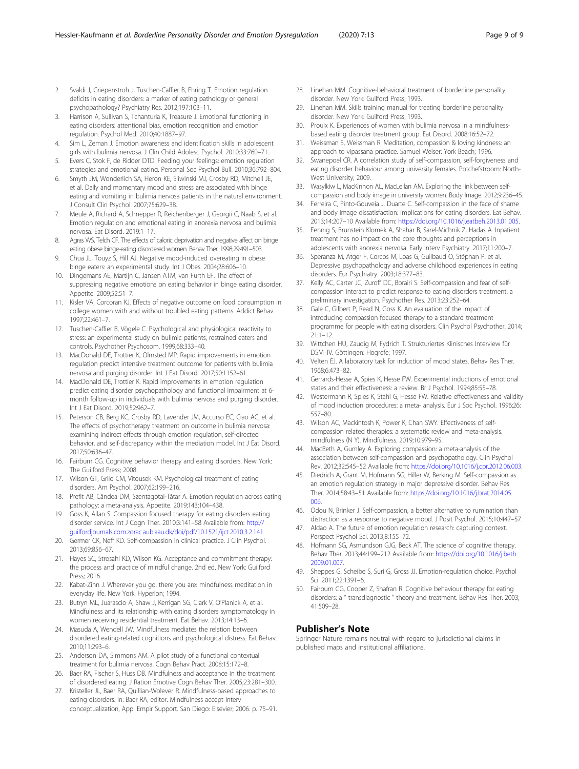2. Svaldi J, Griepenstroh J, Tuschen-Caffier B, Ehring T. Emotion regulation deficits in eating disorders: a marker of eating pathology or general psychopathology? Psychiatry Res. 2012;197:103–11.
3. Harrison A, Sullivan S, Tchanturia K, Treasure J. Emotional functioning in eating disorders: attentional bias, emotion recognition and emotion regulation. Psychol Med. 2010;40:1887–97.
4. Sim L, Zeman J. Emotion awareness and identification skills in adolescent girls with bulimia nervosa. J Clin Child Adolesc Psychol. 2010;33:760–71.
5. Evers C, Stok F, de Ridder DTD. Feeding your feelings: emotion regulation strategies and emotional eating. Personal Soc Psychol Bull. 2010;36:792–804.
6. Smyth JM, Wonderlich SA, Heron KE, Sliwinski MJ, Crosby RD, Mitchell JE, et al. Daily and momentary mood and stress are associated with binge eating and vomiting in bulimia nervosa patients in the natural environment. J Consult Clin Psychol. 2007;75:629–38.
7. Meule A, Richard A, Schnepper R, Reichenberger J, Georgii C, Naab S, et al. Emotion regulation and emotional eating in anorexia nervosa and bulimia nervosa. Eat Disord. 2019:1–17.
8. Agras WS, Telch CF. The effects of caloric deprivation and negative affect on binge eating obese binge-eating disordered women. Behav Ther. 1998;29:491–503.
9. Chua JL, Touyz S, Hill AJ. Negative mood-induced overeating in obese binge eaters: an experimental study. Int J Obes. 2004;28:606–10.
10. Dingemans AE, Martijn C, Jansen ATM, van Furth EF. The effect of suppressing negative emotions on eating behavior in binge eating disorder. Appetite. 2009;52:51–7.
11. Kisler VA, Corcoran KJ. Effects of negative outcome on food consumption in college women with and without troubled eating patterns. Addict Behav. 1997;22:461–7.
12. Tuschen-Caffier B, Vögele C. Psychological and physiological reactivity to stress: an experimental study on bulimic patients, restrained eaters and controls. Psychother Psychosom. 1999;68:333–40.
13. MacDonald DE, Trottier K, Olmsted MP. Rapid improvements in emotion regulation predict intensive treatment outcome for patients with bulimia nervosa and purging disorder. Int J Eat Disord. 2017;50:1152–61.
14. MacDonald DE, Trottier K. Rapid improvements in emotion regulation predict eating disorder psychopathology and functional impairment at 6-month follow-up in individuals with bulimia nervosa and purging disorder. Int J Eat Disord. 2019;52:962–7.
15. Peterson CB, Berg KC, Crosby RD, Lavender JM, Accurso EC, Ciao AC, et al. The effects of psychotherapy treatment on outcome in bulimia nervosa: examining indirect effects through emotion regulation, self-directed behavior, and self-discrepancy within the mediation model. Int J Eat Disord. 2017;50:636–47.
16. Fairburn CG. Cognitive behavior therapy and eating disorders. New York: The Guilford Press; 2008.
17. Wilson GT, Grilo CM, Vitousek KM. Psychological treatment of eating disorders. Am Psychol. 2007;62:199–216.
18. Prefit AB, Cândea DM, Szentagotai-Tătar A. Emotion regulation across eating pathology: a meta-analysis. Appetite. 2019;143:104–438.
19. Goss K, Allan S. Compassion focused therapy for eating disorders eating disorder service. Int J Cogn Ther. 2010;3:141–58 Available from: http://guilfordjournals.com.zorac.aub.aau.dk/doi/pdf/10.1521/ijct.2010.3.2.141.
20. Germer CK, Neff KD. Self-compassion in clinical practice. J Clin Psychol. 2013;69:856–67.
21. Hayes SC, Strosahl KD, Wilson KG. Acceptance and commitment therapy: the process and practice of mindful change. 2nd ed. New York: Guilford Press; 2016.
22. Kabat-Zinn J. Wherever you go, there you are: mindfulness meditation in everyday life. New York: Hyperion; 1994.
23. Butryn ML, Juarascio A, Shaw J, Kerrigan SG, Clark V, O'Planick A, et al. Mindfulness and its relationship with eating disorders symptomatology in women receiving residential treatment. Eat Behav. 2013;14:13–6.
24. Masuda A, Wendell JW. Mindfulness mediates the relation between disordered eating-related cognitions and psychological distress. Eat Behav. 2010;11:293–6.
25. Anderson DA, Simmons AM. A pilot study of a functional contextual treatment for bulimia nervosa. Cogn Behav Pract. 2008;15:172–8.
26. Baer RA, Fischer S, Huss DB. Mindfulness and acceptance in the treatment of disordered eating. J Ration Emotive Cogn Behav Ther. 2005;23:281–300.
27. Kristeller JL, Baer RA, Quillian-Wolever R. Mindfulness-based approaches to eating disorders. In: Baer RA, editor. Mindfulness accept Interv conceptualization, Appl Empir Support. San Diego: Elsevier; 2006. p. 75–91.
28. Linehan MM. Cognitive-behavioral treatment of borderline personality disorder. New York: Guilford Press; 1993.
29. Linehan MM. Skills training manual for treating borderline personality disorder. New York: Guilford Press; 1993.
30. Proulx K. Experiences of women with bulimia nervosa in a mindfulness-based eating disorder treatment group. Eat Disord. 2008;16:52–72.
31. Weissman S, Weissman R. Meditation, compassion & loving kindness: an approach to vipassana practice. Samuel Weiser: York Beach; 1996.
32. Swanepoel CR. A correlation study of self-compassion, self-forgiveness and eating disorder behaviour among university females. Potchefstroom: North-West University; 2009.
33. Wasylkiw L, MacKinnon AL, MacLellan AM. Exploring the link between self-compassion and body image in university women. Body Image. 2012;9:236–45.
34. Ferreira C, Pinto-Gouveia J, Duarte C. Self-compassion in the face of shame and body image dissatisfaction: implications for eating disorders. Eat Behav. 2013;14:207–10 Available from: https://doi.org/10.1016/j.eatbeh.2013.01.005.
35. Fennig S, Brunstein Klomek A, Shahar B, Sarel-Michnik Z, Hadas A. Inpatient treatment has no impact on the core thoughts and perceptions in adolescents with anorexia nervosa. Early Interv Psychiatry. 2017;11:200–7.
36. Speranza M, Atger F, Corcos M, Loas G, Guilbaud O, Stéphan P, et al. Depressive psychopathology and adverse childhood experiences in eating disorders. Eur Psychiatry. 2003;18:377–83.
37. Kelly AC, Carter JC, Zuroff DC, Borairi S. Self-compassion and fear of self-compassion interact to predict response to eating disorders treatment: a preliminary investigation. Psychother Res. 2013;23:252–64.
38. Gale C, Gilbert P, Read N, Goss K. An evaluation of the impact of introducing compassion focused therapy to a standard treatment programme for people with eating disorders. Clin Psychol Psychother. 2014;21:1–12.
39. Wittchen HU, Zaudig M, Fydrich T. Strukturiertes Klinisches Interview für DSM–IV. Göttingen: Hogrefe; 1997.
40. Velten EJ. A laboratory task for induction of mood states. Behav Res Ther. 1968;6:473–82.
41. Gerrards-Hesse A, Spies K, Hesse FW. Experimental inductions of emotional states and their effectiveness: a review. Br J Psychol. 1994;85:55–78.
42. Westermann R, Spies K, Stahl G, Hesse FW. Relative effectiveness and validity of mood induction procedures: a meta- analysis. Eur J Soc Psychol. 1996;26:557–80.
43. Wilson AC, Mackintosh K, Power K, Chan SWY. Effectiveness of self-compassion related therapies: a systematic review and meta-analysis. mindfulness (N Y). Mindfulness. 2019;10:979–95.
44. MacBeth A, Gumley A. Exploring compassion: a meta-analysis of the association between self-compassion and psychopathology. Clin Psychol Rev. 2012;32:545–52 Available from: https://doi.org/10.1016/j.cpr.2012.06.003.
45. Diedrich A, Grant M, Hofmann SG, Hiller W, Berking M. Self-compassion as an emotion regulation strategy in major depressive disorder. Behav Res Ther. 2014;58:43–51 Available from: https://doi.org/10.1016/j.brat.2014.05.006.
46. Odou N, Brinker J. Self-compassion, a better alternative to rumination than distraction as a response to negative mood. J Posit Psychol. 2015;10:447–57.
47. Aldao A. The future of emotion regulation research: capturing context. Perspect Psychol Sci. 2013;8:155–72.
48. Hofmann SG, Asmundson GJG, Beck AT. The science of cognitive therapy. Behav Ther. 2013;44:199–212 Available from: https://doi.org/10.1016/j.beth.2009.01.007.
49. Sheppes G, Scheibe S, Suri G, Gross JJ. Emotion-regulation choice. Psychol Sci. 2011;22:1391–6.
50. Fairburn CG, Cooper Z, Shafran R. Cognitive behaviour therapy for eating disorders: a " transdiagnostic " theory and treatment. Behav Res Ther. 2003;41:509–28.

## Publisher's Note

Springer Nature remains neutral with regard to jurisdictional claims in published maps and institutional affiliations.